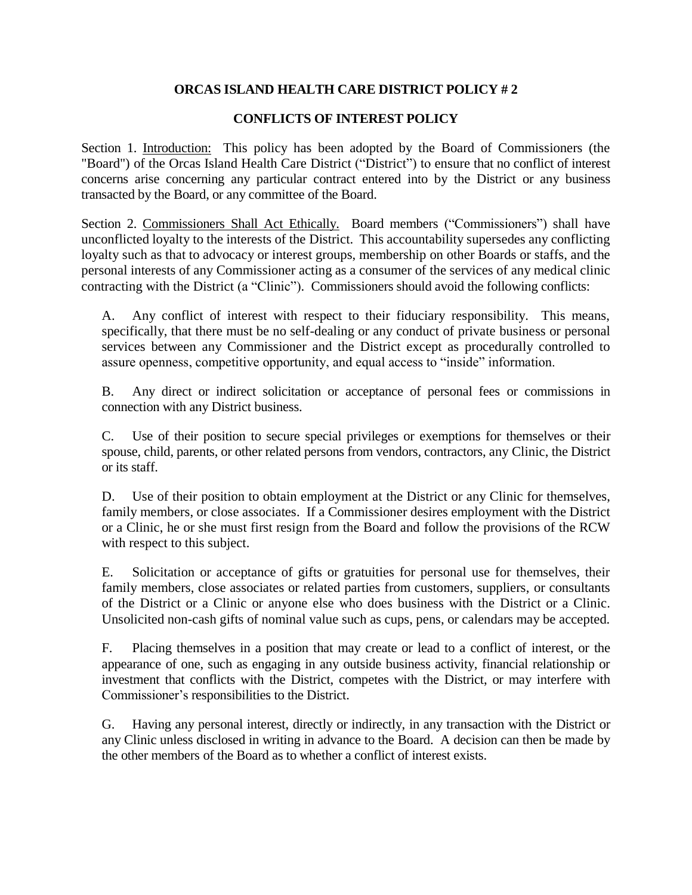# ORCAS ISLAND HEALTH CARE DISTRICT POLICY # 2

## CONFLICTS OF INTEREST POLICY

Section 1. Introduction: This policy has been adopted by the Board of Commissioners (the "Board") of the Orcas Island Health Care District ("District") to ensure that no conflict of interest concerns arise concerning any particular contract entered into by the District or any business transacted by the Board, or any committee of the Board.

Section 2. Commissioners Shall Act Ethically. Board members ("Commissioners") shall have unconflicted loyalty to the interests of the District. This accountability supersedes any conflicting loyalty such as that to advocacy or interest groups, membership on other Boards or staffs, and the personal interests of any Commissioner acting as a consumer of the services of any medical clinic contracting with the District (a "Clinic"). Commissioners should avoid the following conflicts:

A. Any conflict of interest with respect to their fiduciary responsibility. This means, specifically, that there must be no self-dealing or any conduct of private business or personal services between any Commissioner and the District except as procedurally controlled to assure openness, competitive opportunity, and equal access to "inside" information.

B. Any direct or indirect solicitation or acceptance of personal fees or commissions in connection with any District business.

C. Use of their position to secure special privileges or exemptions for themselves or their spouse, child, parents, or other related persons from vendors, contractors, any Clinic, the District or its staff.

D. Use of their position to obtain employment at the District or any Clinic for themselves, family members, or close associates. If a Commissioner desires employment with the District or a Clinic, he or she must first resign from the Board and follow the provisions of the RCW with respect to this subject.

E. Solicitation or acceptance of gifts or gratuities for personal use for themselves, their family members, close associates or related parties from customers, suppliers, or consultants of the District or a Clinic or anyone else who does business with the District or a Clinic. Unsolicited non-cash gifts of nominal value such as cups, pens, or calendars may be accepted.

F. Placing themselves in a position that may create or lead to a conflict of interest, or the appearance of one, such as engaging in any outside business activity, financial relationship or investment that conflicts with the District, competes with the District, or may interfere with Commissioner's responsibilities to the District.

G. Having any personal interest, directly or indirectly, in any transaction with the District or any Clinic unless disclosed in writing in advance to the Board. A decision can then be made by the other members of the Board as to whether a conflict of interest exists.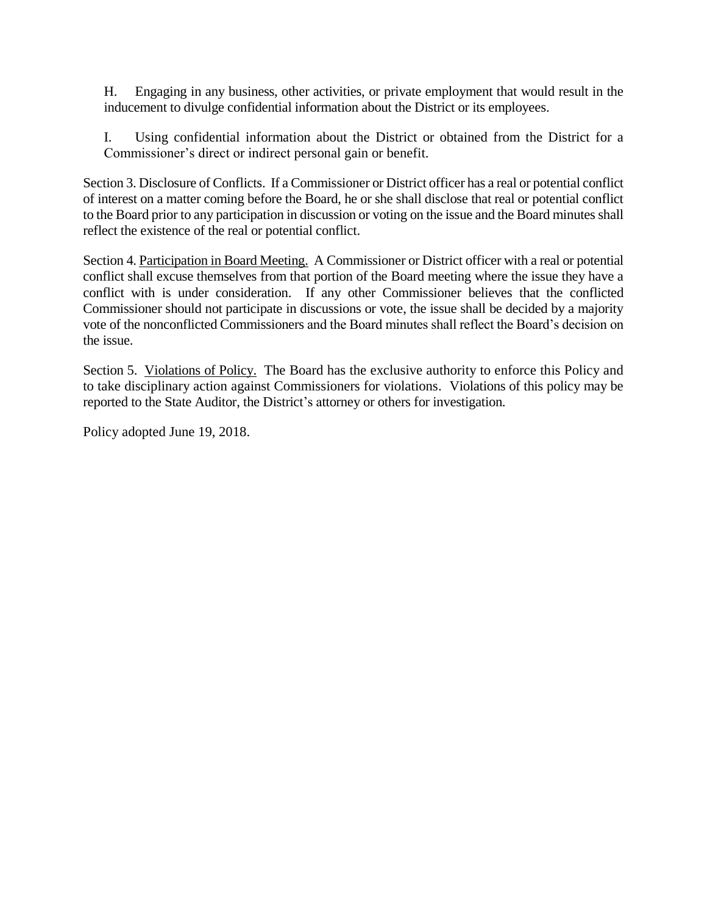H. Engaging in any business, other activities, or private employment that would result in the inducement to divulge confidential information about the District or its employees.

I. Using confidential information about the District or obtained from the District for a Commissioner's direct or indirect personal gain or benefit.

Section 3. Disclosure of Conflicts. If a Commissioner or District officer has a real or potential conflict of interest on a matter coming before the Board, he or she shall disclose that real or potential conflict to the Board prior to any participation in discussion or voting on the issue and the Board minutes shall reflect the existence of the real or potential conflict.

Section 4. Participation in Board Meeting. A Commissioner or District officer with a real or potential conflict shall excuse themselves from that portion of the Board meeting where the issue they have a conflict with is under consideration. If any other Commissioner believes that the conflicted Commissioner should not participate in discussions or vote, the issue shall be decided by a majority vote of the nonconflicted Commissioners and the Board minutes shall reflect the Board's decision on the issue.

Section 5. Violations of Policy. The Board has the exclusive authority to enforce this Policy and to take disciplinary action against Commissioners for violations. Violations of this policy may be reported to the State Auditor, the District's attorney or others for investigation.

Policy adopted June 19, 2018.